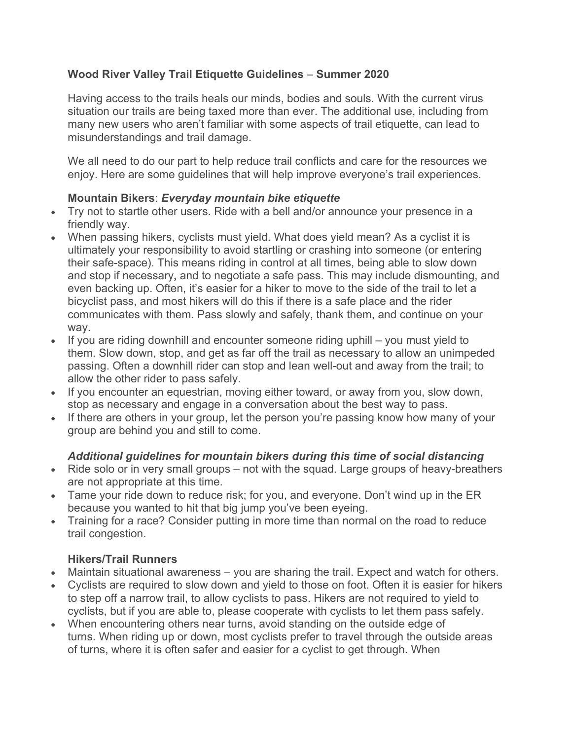**Wood River Valley Trail Etiquette Guidelines – Summer 2020**

Having access to the trails heals our minds, bodies and souls. With the current virus situation our trails are being taxed more than ever. The additional use, including from many new users who aren't familiar with some aspects of trail etiquette, can lead to misunderstandings and trail damage.

We all need to do our part to help reduce trail conflicts and care for the resources we enjoy. Here are some guidelines that will help improve everyone's trail experiences.

**Mountain Bikers**: ***Everyday mountain bike etiquette***

- Try not to startle other users. Ride with a bell and/or announce your presence in a friendly way.
- When passing hikers, cyclists must yield. What does yield mean? As a cyclist it is ultimately your responsibility to avoid startling or crashing into someone (or entering their safe-space). This means riding in control at all times, being able to slow down and stop if necessary**,** and to negotiate a safe pass. This may include dismounting, and even backing up. Often, it's easier for a hiker to move to the side of the trail to let a bicyclist pass, and most hikers will do this if there is a safe place and the rider communicates with them. Pass slowly and safely, thank them, and continue on your way.
- If you are riding downhill and encounter someone riding uphill – you must yield to them. Slow down, stop, and get as far off the trail as necessary to allow an unimpeded passing. Often a downhill rider can stop and lean well-out and away from the trail; to allow the other rider to pass safely.
- If you encounter an equestrian, moving either toward, or away from you, slow down, stop as necessary and engage in a conversation about the best way to pass.
- If there are others in your group, let the person you're passing know how many of your group are behind you and still to come.

***Additional guidelines for mountain bikers during this time of social distancing***

- Ride solo or in very small groups – not with the squad. Large groups of heavy-breathers are not appropriate at this time.
- Tame your ride down to reduce risk; for you, and everyone. Don't wind up in the ER because you wanted to hit that big jump you've been eyeing.
- Training for a race? Consider putting in more time than normal on the road to reduce trail congestion.

**Hikers/Trail Runners**

- Maintain situational awareness – you are sharing the trail. Expect and watch for others.
- Cyclists are required to slow down and yield to those on foot. Often it is easier for hikers to step off a narrow trail, to allow cyclists to pass. Hikers are not required to yield to cyclists, but if you are able to, please cooperate with cyclists to let them pass safely.
- When encountering others near turns, avoid standing on the outside edge of turns. When riding up or down, most cyclists prefer to travel through the outside areas of turns, where it is often safer and easier for a cyclist to get through. When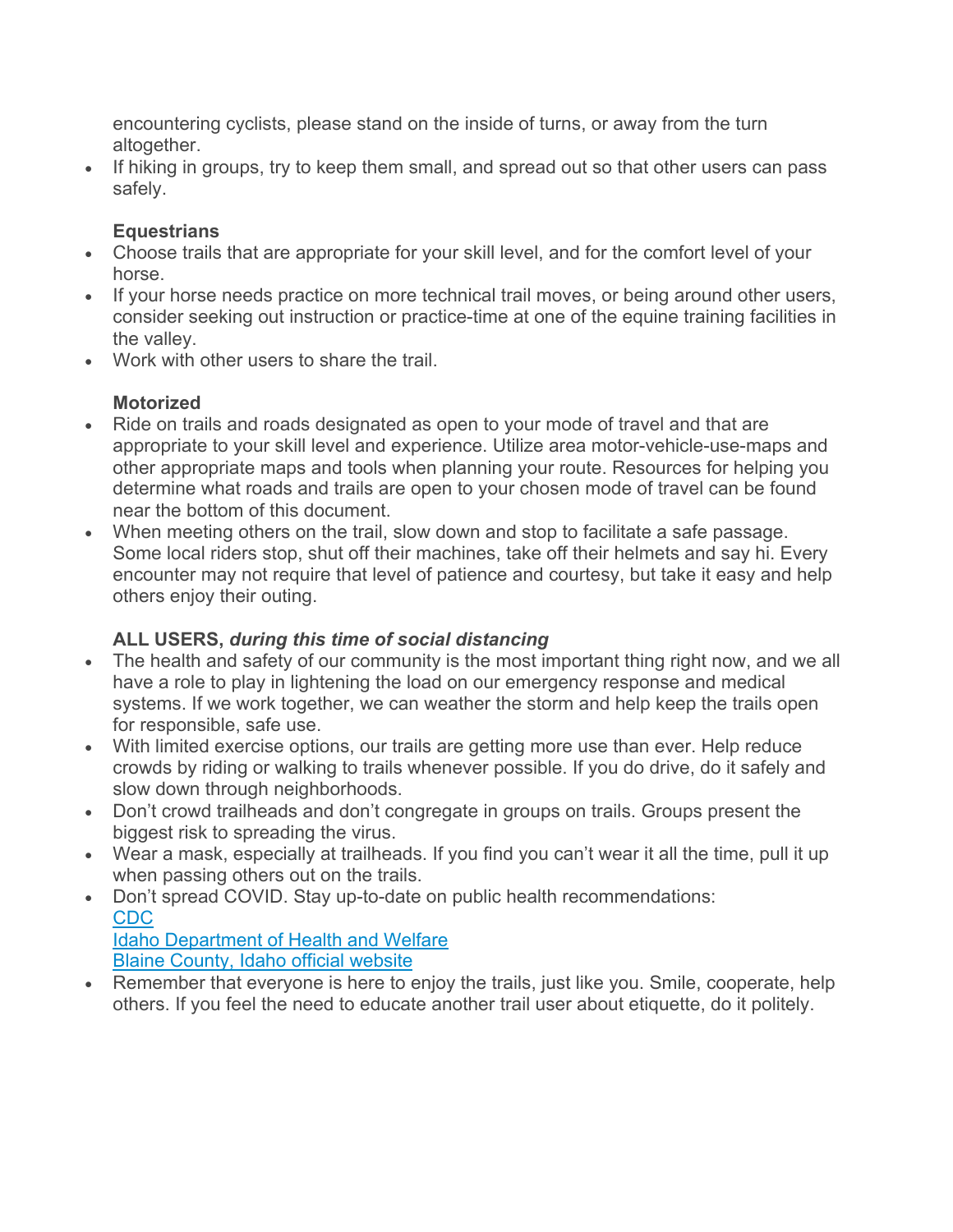encountering cyclists, please stand on the inside of turns, or away from the turn altogether.

- If hiking in groups, try to keep them small, and spread out so that other users can pass safely.

**Equestrians**

- Choose trails that are appropriate for your skill level, and for the comfort level of your horse.
- If your horse needs practice on more technical trail moves, or being around other users, consider seeking out instruction or practice-time at one of the equine training facilities in the valley.
- Work with other users to share the trail.

**Motorized**

- Ride on trails and roads designated as open to your mode of travel and that are appropriate to your skill level and experience. Utilize area motor-vehicle-use-maps and other appropriate maps and tools when planning your route. Resources for helping you determine what roads and trails are open to your chosen mode of travel can be found near the bottom of this document.
- When meeting others on the trail, slow down and stop to facilitate a safe passage. Some local riders stop, shut off their machines, take off their helmets and say hi. Every encounter may not require that level of patience and courtesy, but take it easy and help others enjoy their outing.

**ALL USERS, *during this time of social distancing***

- The health and safety of our community is the most important thing right now, and we all have a role to play in lightening the load on our emergency response and medical systems. If we work together, we can weather the storm and help keep the trails open for responsible, safe use.
- With limited exercise options, our trails are getting more use than ever. Help reduce crowds by riding or walking to trails whenever possible. If you do drive, do it safely and slow down through neighborhoods.
- Don't crowd trailheads and don't congregate in groups on trails. Groups present the biggest risk to spreading the virus.
- Wear a mask, especially at trailheads. If you find you can't wear it all the time, pull it up when passing others out on the trails.
- Don't spread COVID. Stay up-to-date on public health recommendations:
  CDC
  Idaho Department of Health and Welfare
  Blaine County, Idaho official website
- Remember that everyone is here to enjoy the trails, just like you. Smile, cooperate, help others. If you feel the need to educate another trail user about etiquette, do it politely.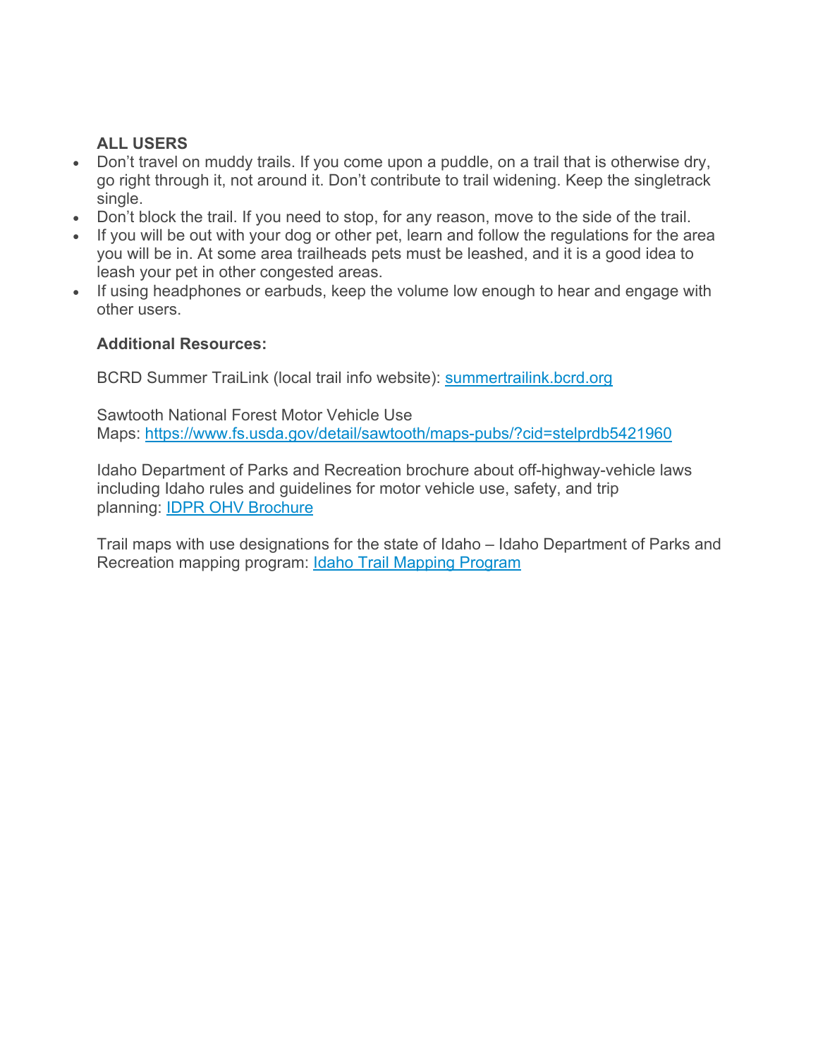**ALL USERS**

- Don't travel on muddy trails. If you come upon a puddle, on a trail that is otherwise dry, go right through it, not around it. Don't contribute to trail widening. Keep the singletrack single.
- Don't block the trail. If you need to stop, for any reason, move to the side of the trail.
- If you will be out with your dog or other pet, learn and follow the regulations for the area you will be in. At some area trailheads pets must be leashed, and it is a good idea to leash your pet in other congested areas.
- If using headphones or earbuds, keep the volume low enough to hear and engage with other users.

**Additional Resources:**

BCRD Summer TraiLink (local trail info website): summertrailink.bcrd.org

Sawtooth National Forest Motor Vehicle Use Maps: https://www.fs.usda.gov/detail/sawtooth/maps-pubs/?cid=stelprdb5421960

Idaho Department of Parks and Recreation brochure about off-highway-vehicle laws including Idaho rules and guidelines for motor vehicle use, safety, and trip planning: IDPR OHV Brochure

Trail maps with use designations for the state of Idaho – Idaho Department of Parks and Recreation mapping program: Idaho Trail Mapping Program